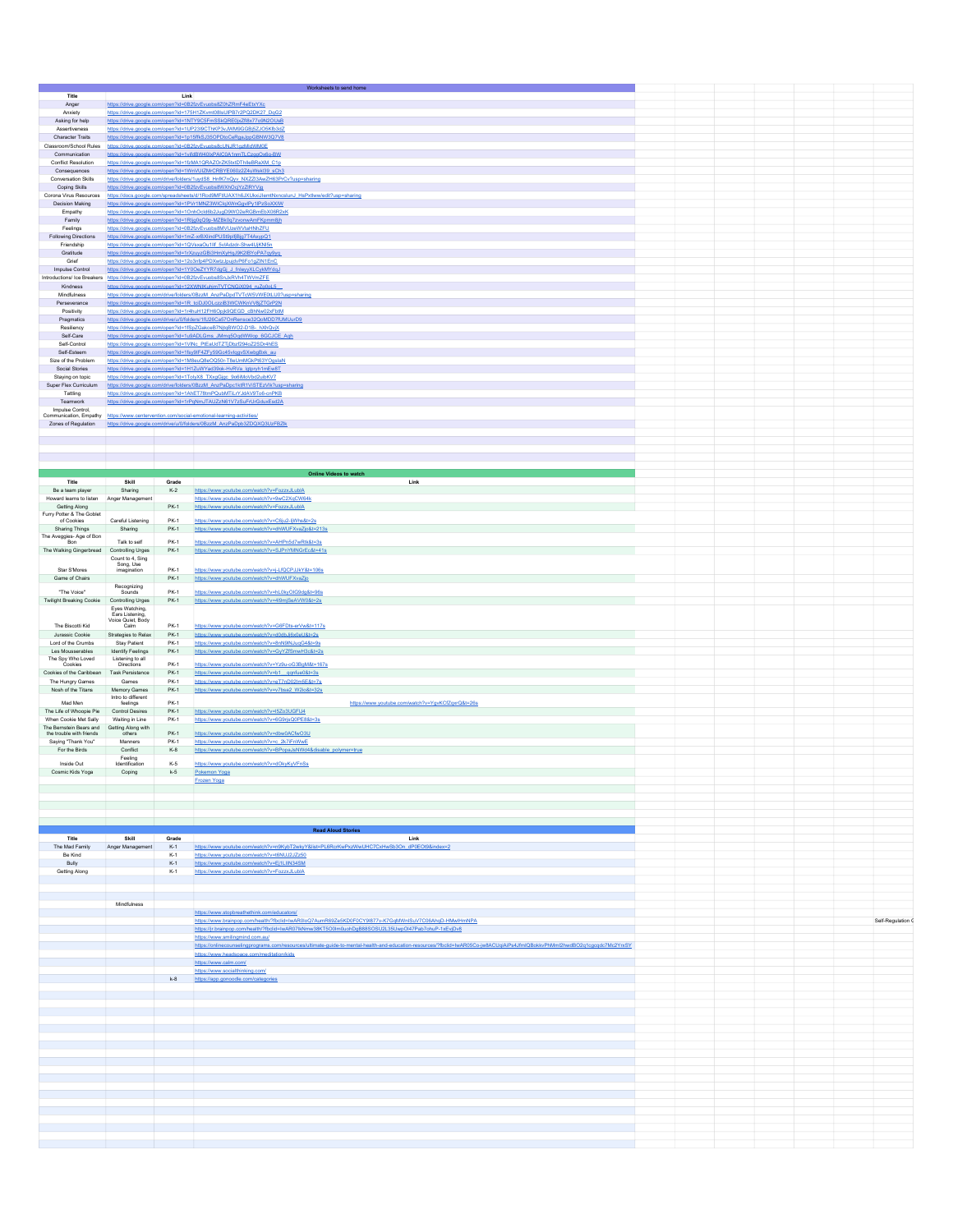## Worksheets to send home

| Title | Link |
|---|---|
| Anger | https://drive.google.com/open?id=0B2tzvEvuebs8Z0hZRmF4eEtzY3c |
| Anxiety | https://drive.google.com/open?id=175H1ZKvml08leUlPB7r2PQ2DK27_DqQ2 |
| Asking for help | https://drive.google.com/open?id=1NTY9C5FmSSbQREf0jxZfl8x77o9N2OUa8 |
| Assertiveness | https://drive.google.com/open?id=1UP23l9CThKP3vJWM9GGBjSZJO5Kf6i3dZ |
| Character Traits | https://drive.google.com/open?id=1p15ffkSJ35OPDtvCeRgeJppGBNW3Q7V8 |
| Classroom/School Rules | https://drive.google.com/open?id=0B2tzvEvuebs8cUNJR1gzMldWM0E |
| Communication | https://drive.google.com/open?id=1vf8BW40bPAlC0A1nmTLCzggOx6o-BW |
| Conflict Resolution | https://drive.google.com/open?id=1tcMA1QRAZOrZK5brDThlleBRaXM_C1p |
| Consequences | https://drive.google.com/open?id=1WmVUIZMrCRBYE060z2Z4uWskD9_xCh3 |
| Conversation Skills | https://drive.google.com/drive/folders/1uydS8_HnfK7nQyv_NXZZI3AwZH63PrCv?usp=sharing |
| Coping Skills | https://drive.google.com/open?id=0B2tzvEvuebs8WXhOdjYzZlRYVjg |
| Corona Virus Resources | https://docs.google.com/spreadsheets/d/1Rcd9MFIIUAX1h6JXUloaJJemtNmcoIunJ_HsPx8ww/edit?usp=sharing |
| Decision Making | https://drive.google.com/open?id=1PVr1MNZ3WlClqjWmGgvlPy1PzSoXXlW |
| Empathy | https://drive.google.com/open?id=1OnhOcld6b2JugD9WO2eRGBmEbX06R2xK |
| Family | https://drive.google.com/open?id=1RIjjz6gQ9p-MZBk0g7zvonwAmFKpmm8h |
| Feelings | https://drive.google.com/open?id=0B2tzvEvuebs8MVUzeWVtaHNhZFU |
| Following Directions | https://drive.google.com/open?id=1mZ-xrBXlindPUSt9pf8Bjg7T4AxypQ1 |
| Friendship | https://drive.google.com/open?id=1QVsxaOuTilf_5vIAdzlr-Shw4UjKNl5n |
| Gratitude | https://drive.google.com/open?id=1rXzuyzGBI3HmKyHqJ9K2lBYoPA7qyfsyq |
| Grief | https://drive.google.com/open?id=12o3nfp4PDXwtzJpupIvP6Fo1gZlN1EnC |
| Impulse Control | https://drive.google.com/open?id=1Y0OeZYYR7dgGj_J_fnleyyXLCyMMYdqJ |
| Introductions/ Ice Breakers | https://drive.google.com/open?id=0B2tzvEvuebs8SnJxRVh4TWVmZFE |
| Kindness | https://drive.google.com/open?id=12XlWN8KubimTVTCNGX094_ruZo0cL5 |
| Mindfulness | https://drive.google.com/drive/folders/0BzzM_AnzPaDpdTVTcW5VWE0tLU0?usp=sharing |
| Perseverance | https://drive.google.com/open?id=1R_loDJ0OLozziB3WCWKnVV8jZTGrP2N |
| Positivity | https://drive.google.com/open?id=1t4huH12Fm6Opjk9QEGD_cBhNw02xFbIM |
| Pragmatics | https://drive.google.com/drive/u/0/folders/1fU26Ca57OnRenscw32OeMDD7RUMUurD9 |
| Resiliency | https://drive.google.com/open?id=1fSpZGakceB7NjqBWO2-D1B-_fiXhQyjX |
| Self-Care | https://drive.google.com/open?id=1u9ADLGms_JMmg5OqlWWop_6GCJCE_Agh |
| Self-Control | https://drive.google.com/open?id=1VlNc_PtEaUdTZTjDbzf294oZ2SDr4hES |
| Self-Esteem | https://drive.google.com/open?id=1fsy9tF4ZFy59Gc45vtsgvSXwbqBsk_au |
| Size of the Problem | https://drive.google.com/open?id=1M8euQ8wOQ50t-T8eUmMGkPt6SYOgslaN |
| Social Stories | https://drive.google.com/open?id=1H1ZuVYad39dk-HvRVa_lgtpryh1mEw8T |
| Staying on topic | https://drive.google.com/open?id=1TotyX8_TXxgGjzc_9e6iMoVbd2ulbKV7 |
| Super Flex Curriculum | https://drive.google.com/drive/folders/0BzzM_AnzPaDpc1kRTViSTEzVlk?usp=sharing |
| Tattling | https://drive.google.com/open?id=1AhET78mPQubMTILrY.JdAV9To6-cnPKB |
| Teamwork | https://drive.google.com/open?id=1rPqNmJTAUZzNll1V7zSuFrUrQdux5zd2A |
| Impulse Control, Communication, Empathy | https://www.centervention.com/social-emotional-learning-activities/ |
| Zones of Regulation | https://drive.google.com/drive/u/0/folders/0BzzM_AnzPaDpb3ZDQXQ3UzFBZlk |

## Online Videos to watch

| Title | Skill | Grade | Link |
|---|---|---|---|
| Be a team player | Sharing | K-2 | https://www.youtube.com/watch?v=FozzsJLubiA |
| Howard learns to listen | Anger Management | | https://www.youtube.com/watch?v=9wC2XsCW64k |
| Getting Along | | PK-1 | https://www.youtube.com/watch?v=FozzsJLubiA |
| Furry Potter & The Goblet of Cookies | Careful Listening | PK-1 | https://www.youtube.com/watch?v=C6ju2-bWhw&t=2s |
| Sharing Things | Sharing | PK-1 | https://www.youtube.com/watch?v=dhWUFXvaZjo&t=213s |
| The Aveggies- Age of Bon Bon | Talk to self | PK-1 | https://www.youtube.com/watch?v=AHPn5d7wRtk&t=3s |
| The Walking Gingerbread | Controlling Urges | PK-1 | https://www.youtube.com/watch?v=SJPnYMNGrEc&t=41s |
| Star S'Mores | Count to 4, Sing Song, Use imagination | PK-1 | https://www.youtube.com/watch?v=j-LfQCPJJkY&t=106s |
| Game of Chairs | | PK-1 | https://www.youtube.com/watch?v=dhWUFXvaZjo |
| "The Voice" | Recognizing Sounds | PK-1 | https://www.youtube.com/watch?v=hL0kyOIG9dg&t=98s |
| Twilight Breaking Cookie | Controlling Urges | PK-1 | https://www.youtube.com/watch?v=4l9mjSeAVW0&t=2s |
| The Biscotti Kid | Eyes Watching, Ears Listening, Voice Quiet, Body Calm | PK-1 | https://www.youtube.com/watch?v=G6FDta-erVw&t=117s |
| Jurassic Cookie | Strategies to Relax | PK-1 | https://www.youtube.com/watch?v=l0dbJ6s0eU&t=2s |
| Lord of the Crumbs | Stay Patient | PK-1 | https://www.youtube.com/watch?v=8nN9NJucQ4&t=9s |
| Les Mousserables | Identify Feelings | PK-1 | https://www.youtube.com/watch?v=GyYZf5mwH3c&t=2s |
| The Spy Who Loved Cookies | Listening to all Directions | PK-1 | https://www.youtube.com/watch?v=Yz0u-oO3BgM&t=167s |
| Cookies of the Caribbean | Task Persistance | PK-1 | https://www.youtube.com/watch?v=b1__qqnfue0&t=3s |
| The Hungry Games | Games | PK-1 | https://www.youtube.com/watch?v=eT7nD02tm5E&t=7s |
| Nosh of the Titans | Memory Games | PK-1 | https://www.youtube.com/watch?v=v7bxa2_W2io&t=32s |
| Mad Men | Intro to different feelings | PK-1 | https://www.youtube.com/watch?v=YgvKCfZqpQ&t=26s |
| The Life of Whoopie Pie | Control Desires | PK-1 | https://www.youtube.com/watch?v=5Zo3UGFU4 |
| When Cookie Met Sally | Waiting in Line | PK-1 | https://www.youtube.com/watch?v=6G0rjaQ0PE8&t=3s |
| The Bernstein Bears and the trouble with friends | Getting Along with others | PK-1 | https://www.youtube.com/watch?v=dbwGACfwO3U |
| Saying "Thank You" | Manners | PK-1 | https://www.youtube.com/watch?v=c_2k7iFmWwE |
| For the Birds | Conflict | K-8 | https://www.youtube.com/watch?v=BPopJsNWd4&disable_polymer=true |
| Inside Out | Feeling Identification | K-5 | https://www.youtube.com/watch?v=dOkyKyVFnSs |
| Cosmic Kids Yoga | Coping | k-5 | Pokemon Yoga |
| | | | Frozen Yoga |

## Read Aloud Stories

| Title | Skill | Grade | Link |
|---|---|---|---|
| The Mad Family | Anger Management | K-1 | https://www.youtube.com/watch?v=n9KybT2wkyY&list=PL6RorKwPxzWeUHC7CxHw5b3On_dP0EOt9&index=2 |
| Be Kind | | K-1 | https://www.youtube.com/watch?v=t6NUJ2JZz50 |
| Bully | | K-1 | https://www.youtube.com/watch?v=Ej1LlIN34SM |
| Getting Along | | K-1 | https://www.youtube.com/watch?v=FozzsJLubiA |
| | Mindfulness | | |
| | | | https://www.stopbreathethink.com/educators/ |
| | | | https://www.brainpop.com/health/?fbclid=IwAR0hzQ7AumR692Ze5KD0F0CY9t877v-K7GqMWn8ScV7C08AhgD-HMwHmNPA |
| | | | https://jr.brainpop.com/health/?fbclid=IwAR07llkNmw38KT5O0lm0uohDgB88SOSU2L35UwpOl47Pab7ohuP-1xEvDv8 |
| | | | https://www.smilingmind.com.au/ |
| | | | https://onlinecounselingprograms.com/resources/ultimate-guide-to-mental-health-and-education-resources?fbclid=IwAR05Co-je8ACUqiAPs4JfmlQBokkvPhMm!2hwdBO2q1cgogdc7Mc2YrsSY |
| | | | https://www.headspace.com/meditation/kids |
| | | | https://www.calm.com/ |
| | | | https://www.socialthinking.com/ |
| | | k-8 | https://app.gonoodle.com/categories |

Self-Regulation C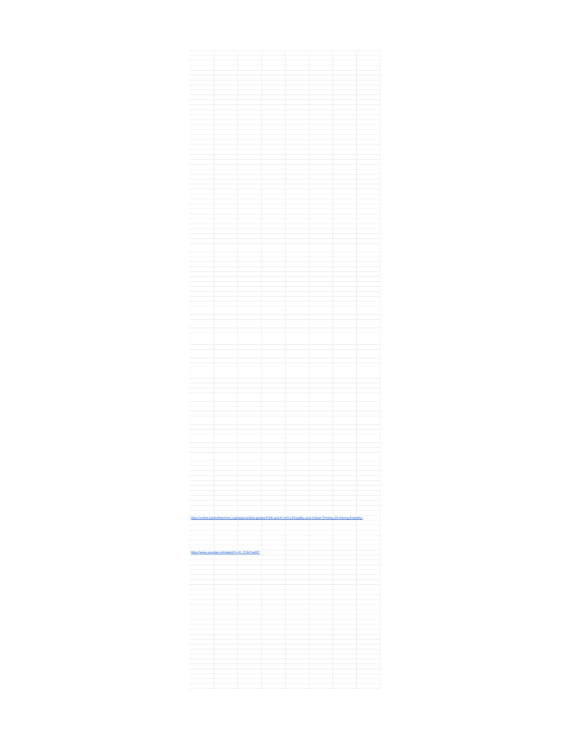https://online.sanfordharmony.org/lessons/sfed-grades-PreK-and-K-Unit-2-Empathy-and-Critical-Thinking-24-Having-Empathy/

https://www.youtube.com/watch?v=H_O1brYwdSY